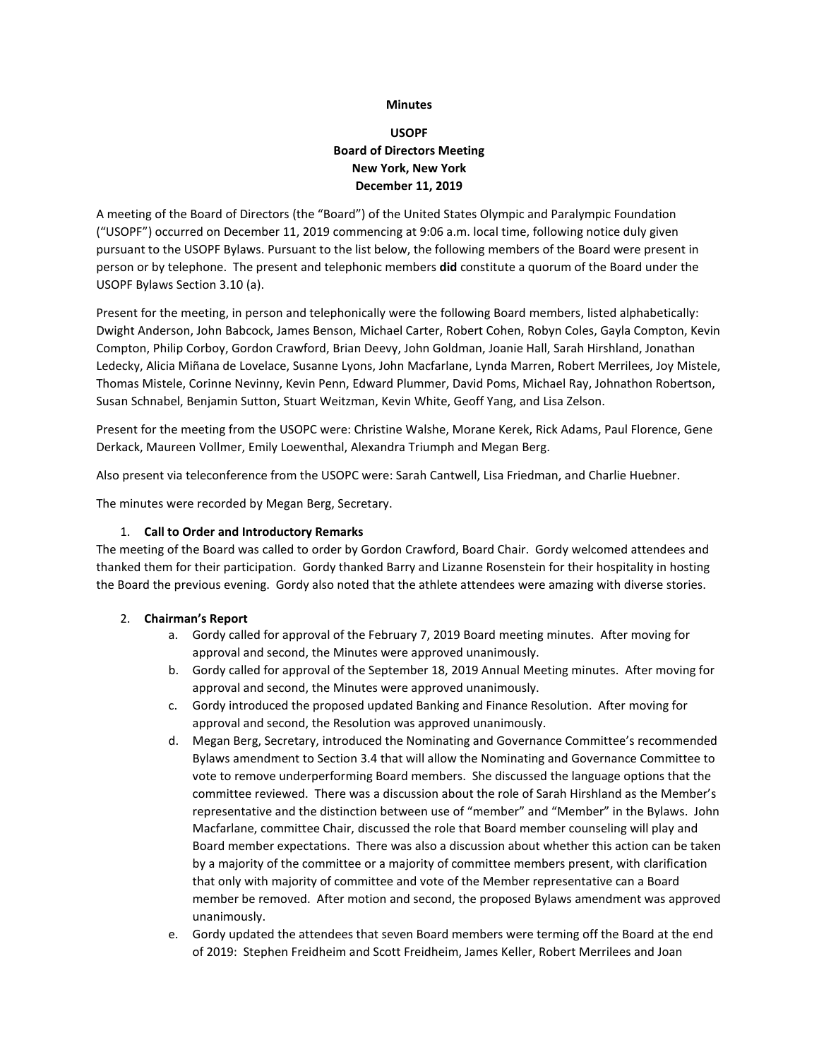**Minutes**

**USOPF**
**Board of Directors Meeting**
**New York, New York**
**December 11, 2019**

A meeting of the Board of Directors (the "Board") of the United States Olympic and Paralympic Foundation ("USOPF") occurred on December 11, 2019 commencing at 9:06 a.m. local time, following notice duly given pursuant to the USOPF Bylaws. Pursuant to the list below, the following members of the Board were present in person or by telephone. The present and telephonic members **did** constitute a quorum of the Board under the USOPF Bylaws Section 3.10 (a).

Present for the meeting, in person and telephonically were the following Board members, listed alphabetically: Dwight Anderson, John Babcock, James Benson, Michael Carter, Robert Cohen, Robyn Coles, Gayla Compton, Kevin Compton, Philip Corboy, Gordon Crawford, Brian Deevy, John Goldman, Joanie Hall, Sarah Hirshland, Jonathan Ledecky, Alicia Miñana de Lovelace, Susanne Lyons, John Macfarlane, Lynda Marren, Robert Merrilees, Joy Mistele, Thomas Mistele, Corinne Nevinny, Kevin Penn, Edward Plummer, David Poms, Michael Ray, Johnathon Robertson, Susan Schnabel, Benjamin Sutton, Stuart Weitzman, Kevin White, Geoff Yang, and Lisa Zelson.

Present for the meeting from the USOPC were: Christine Walshe, Morane Kerek, Rick Adams, Paul Florence, Gene Derkack, Maureen Vollmer, Emily Loewenthal, Alexandra Triumph and Megan Berg.

Also present via teleconference from the USOPC were: Sarah Cantwell, Lisa Friedman, and Charlie Huebner.

The minutes were recorded by Megan Berg, Secretary.

1. **Call to Order and Introductory Remarks**

The meeting of the Board was called to order by Gordon Crawford, Board Chair. Gordy welcomed attendees and thanked them for their participation. Gordy thanked Barry and Lizanne Rosenstein for their hospitality in hosting the Board the previous evening. Gordy also noted that the athlete attendees were amazing with diverse stories.

2. **Chairman's Report**
   a. Gordy called for approval of the February 7, 2019 Board meeting minutes. After moving for approval and second, the Minutes were approved unanimously.
   b. Gordy called for approval of the September 18, 2019 Annual Meeting minutes. After moving for approval and second, the Minutes were approved unanimously.
   c. Gordy introduced the proposed updated Banking and Finance Resolution. After moving for approval and second, the Resolution was approved unanimously.
   d. Megan Berg, Secretary, introduced the Nominating and Governance Committee's recommended Bylaws amendment to Section 3.4 that will allow the Nominating and Governance Committee to vote to remove underperforming Board members. She discussed the language options that the committee reviewed. There was a discussion about the role of Sarah Hirshland as the Member's representative and the distinction between use of "member" and "Member" in the Bylaws. John Macfarlane, committee Chair, discussed the role that Board member counseling will play and Board member expectations. There was also a discussion about whether this action can be taken by a majority of the committee or a majority of committee members present, with clarification that only with majority of committee and vote of the Member representative can a Board member be removed. After motion and second, the proposed Bylaws amendment was approved unanimously.
   e. Gordy updated the attendees that seven Board members were terming off the Board at the end of 2019: Stephen Freidheim and Scott Freidheim, James Keller, Robert Merrilees and Joan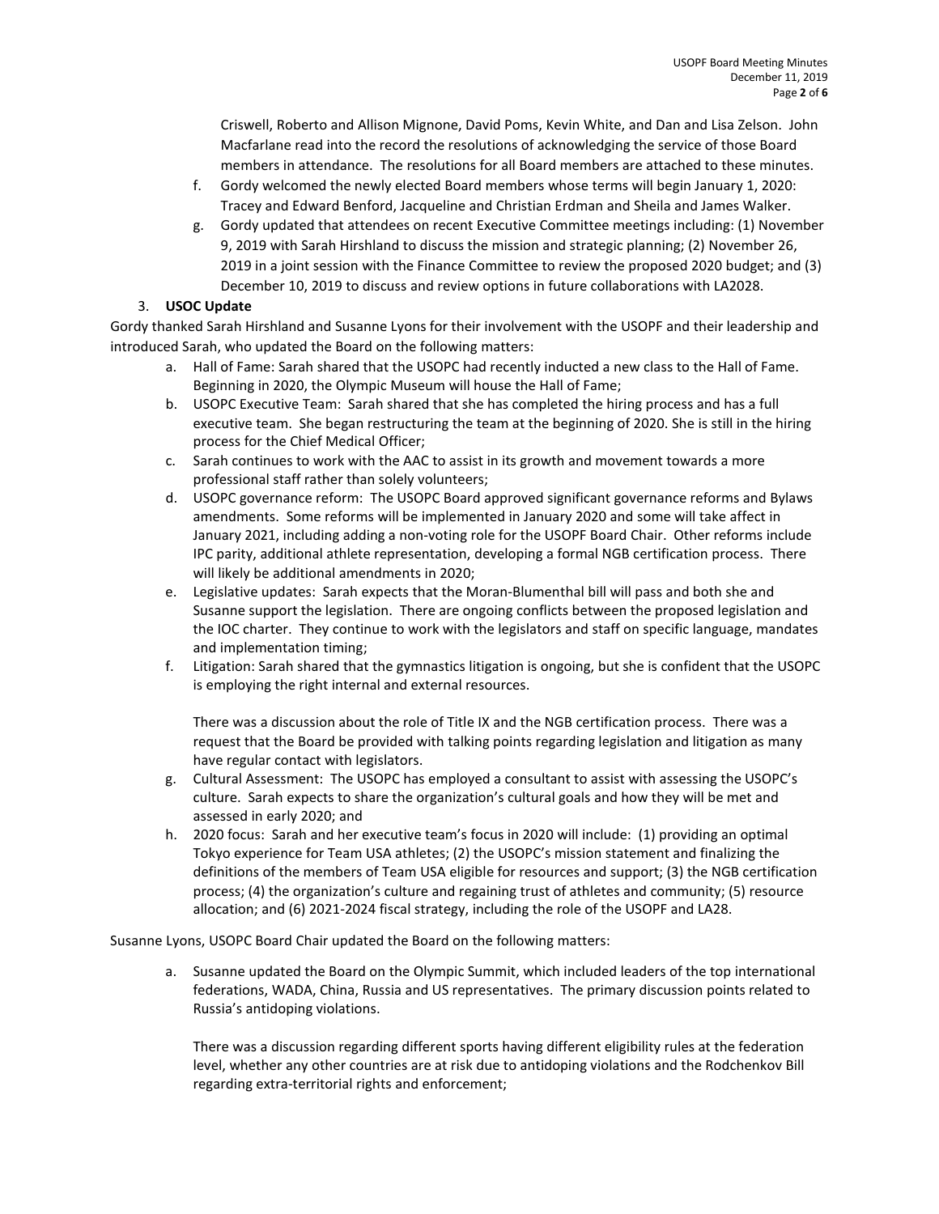Criswell, Roberto and Allison Mignone, David Poms, Kevin White, and Dan and Lisa Zelson. John Macfarlane read into the record the resolutions of acknowledging the service of those Board members in attendance. The resolutions for all Board members are attached to these minutes.

f. Gordy welcomed the newly elected Board members whose terms will begin January 1, 2020: Tracey and Edward Benford, Jacqueline and Christian Erdman and Sheila and James Walker.

g. Gordy updated that attendees on recent Executive Committee meetings including: (1) November 9, 2019 with Sarah Hirshland to discuss the mission and strategic planning; (2) November 26, 2019 in a joint session with the Finance Committee to review the proposed 2020 budget; and (3) December 10, 2019 to discuss and review options in future collaborations with LA2028.

3. **USOC Update**

Gordy thanked Sarah Hirshland and Susanne Lyons for their involvement with the USOPF and their leadership and introduced Sarah, who updated the Board on the following matters:

a. Hall of Fame: Sarah shared that the USOPC had recently inducted a new class to the Hall of Fame. Beginning in 2020, the Olympic Museum will house the Hall of Fame;

b. USOPC Executive Team: Sarah shared that she has completed the hiring process and has a full executive team. She began restructuring the team at the beginning of 2020. She is still in the hiring process for the Chief Medical Officer;

c. Sarah continues to work with the AAC to assist in its growth and movement towards a more professional staff rather than solely volunteers;

d. USOPC governance reform: The USOPC Board approved significant governance reforms and Bylaws amendments. Some reforms will be implemented in January 2020 and some will take affect in January 2021, including adding a non-voting role for the USOPF Board Chair. Other reforms include IPC parity, additional athlete representation, developing a formal NGB certification process. There will likely be additional amendments in 2020;

e. Legislative updates: Sarah expects that the Moran-Blumenthal bill will pass and both she and Susanne support the legislation. There are ongoing conflicts between the proposed legislation and the IOC charter. They continue to work with the legislators and staff on specific language, mandates and implementation timing;

f. Litigation: Sarah shared that the gymnastics litigation is ongoing, but she is confident that the USOPC is employing the right internal and external resources.

   There was a discussion about the role of Title IX and the NGB certification process. There was a request that the Board be provided with talking points regarding legislation and litigation as many have regular contact with legislators.

g. Cultural Assessment: The USOPC has employed a consultant to assist with assessing the USOPC's culture. Sarah expects to share the organization's cultural goals and how they will be met and assessed in early 2020; and

h. 2020 focus: Sarah and her executive team's focus in 2020 will include: (1) providing an optimal Tokyo experience for Team USA athletes; (2) the USOPC's mission statement and finalizing the definitions of the members of Team USA eligible for resources and support; (3) the NGB certification process; (4) the organization's culture and regaining trust of athletes and community; (5) resource allocation; and (6) 2021-2024 fiscal strategy, including the role of the USOPF and LA28.

Susanne Lyons, USOPC Board Chair updated the Board on the following matters:

a. Susanne updated the Board on the Olympic Summit, which included leaders of the top international federations, WADA, China, Russia and US representatives. The primary discussion points related to Russia's antidoping violations.

   There was a discussion regarding different sports having different eligibility rules at the federation level, whether any other countries are at risk due to antidoping violations and the Rodchenkov Bill regarding extra-territorial rights and enforcement;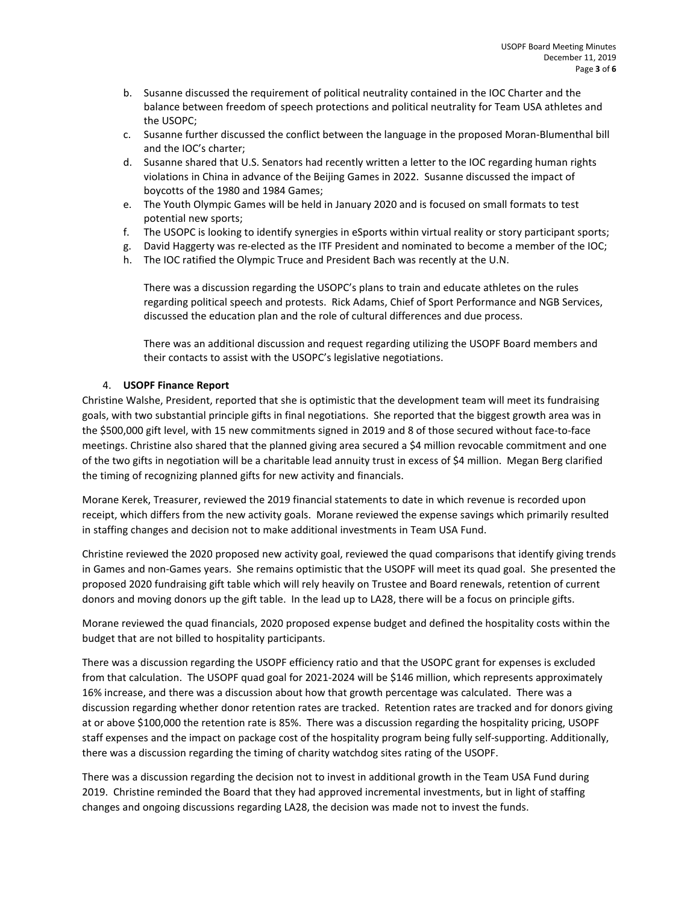b. Susanne discussed the requirement of political neutrality contained in the IOC Charter and the balance between freedom of speech protections and political neutrality for Team USA athletes and the USOPC;
c. Susanne further discussed the conflict between the language in the proposed Moran-Blumenthal bill and the IOC's charter;
d. Susanne shared that U.S. Senators had recently written a letter to the IOC regarding human rights violations in China in advance of the Beijing Games in 2022. Susanne discussed the impact of boycotts of the 1980 and 1984 Games;
e. The Youth Olympic Games will be held in January 2020 and is focused on small formats to test potential new sports;
f. The USOPC is looking to identify synergies in eSports within virtual reality or story participant sports;
g. David Haggerty was re-elected as the ITF President and nominated to become a member of the IOC;
h. The IOC ratified the Olympic Truce and President Bach was recently at the U.N.

There was a discussion regarding the USOPC's plans to train and educate athletes on the rules regarding political speech and protests. Rick Adams, Chief of Sport Performance and NGB Services, discussed the education plan and the role of cultural differences and due process.

There was an additional discussion and request regarding utilizing the USOPF Board members and their contacts to assist with the USOPC's legislative negotiations.

4. **USOPF Finance Report**

Christine Walshe, President, reported that she is optimistic that the development team will meet its fundraising goals, with two substantial principle gifts in final negotiations. She reported that the biggest growth area was in the $500,000 gift level, with 15 new commitments signed in 2019 and 8 of those secured without face-to-face meetings. Christine also shared that the planned giving area secured a $4 million revocable commitment and one of the two gifts in negotiation will be a charitable lead annuity trust in excess of $4 million. Megan Berg clarified the timing of recognizing planned gifts for new activity and financials.

Morane Kerek, Treasurer, reviewed the 2019 financial statements to date in which revenue is recorded upon receipt, which differs from the new activity goals. Morane reviewed the expense savings which primarily resulted in staffing changes and decision not to make additional investments in Team USA Fund.

Christine reviewed the 2020 proposed new activity goal, reviewed the quad comparisons that identify giving trends in Games and non-Games years. She remains optimistic that the USOPF will meet its quad goal. She presented the proposed 2020 fundraising gift table which will rely heavily on Trustee and Board renewals, retention of current donors and moving donors up the gift table. In the lead up to LA28, there will be a focus on principle gifts.

Morane reviewed the quad financials, 2020 proposed expense budget and defined the hospitality costs within the budget that are not billed to hospitality participants.

There was a discussion regarding the USOPF efficiency ratio and that the USOPC grant for expenses is excluded from that calculation. The USOPF quad goal for 2021-2024 will be $146 million, which represents approximately 16% increase, and there was a discussion about how that growth percentage was calculated. There was a discussion regarding whether donor retention rates are tracked. Retention rates are tracked and for donors giving at or above $100,000 the retention rate is 85%. There was a discussion regarding the hospitality pricing, USOPF staff expenses and the impact on package cost of the hospitality program being fully self-supporting. Additionally, there was a discussion regarding the timing of charity watchdog sites rating of the USOPF.

There was a discussion regarding the decision not to invest in additional growth in the Team USA Fund during 2019. Christine reminded the Board that they had approved incremental investments, but in light of staffing changes and ongoing discussions regarding LA28, the decision was made not to invest the funds.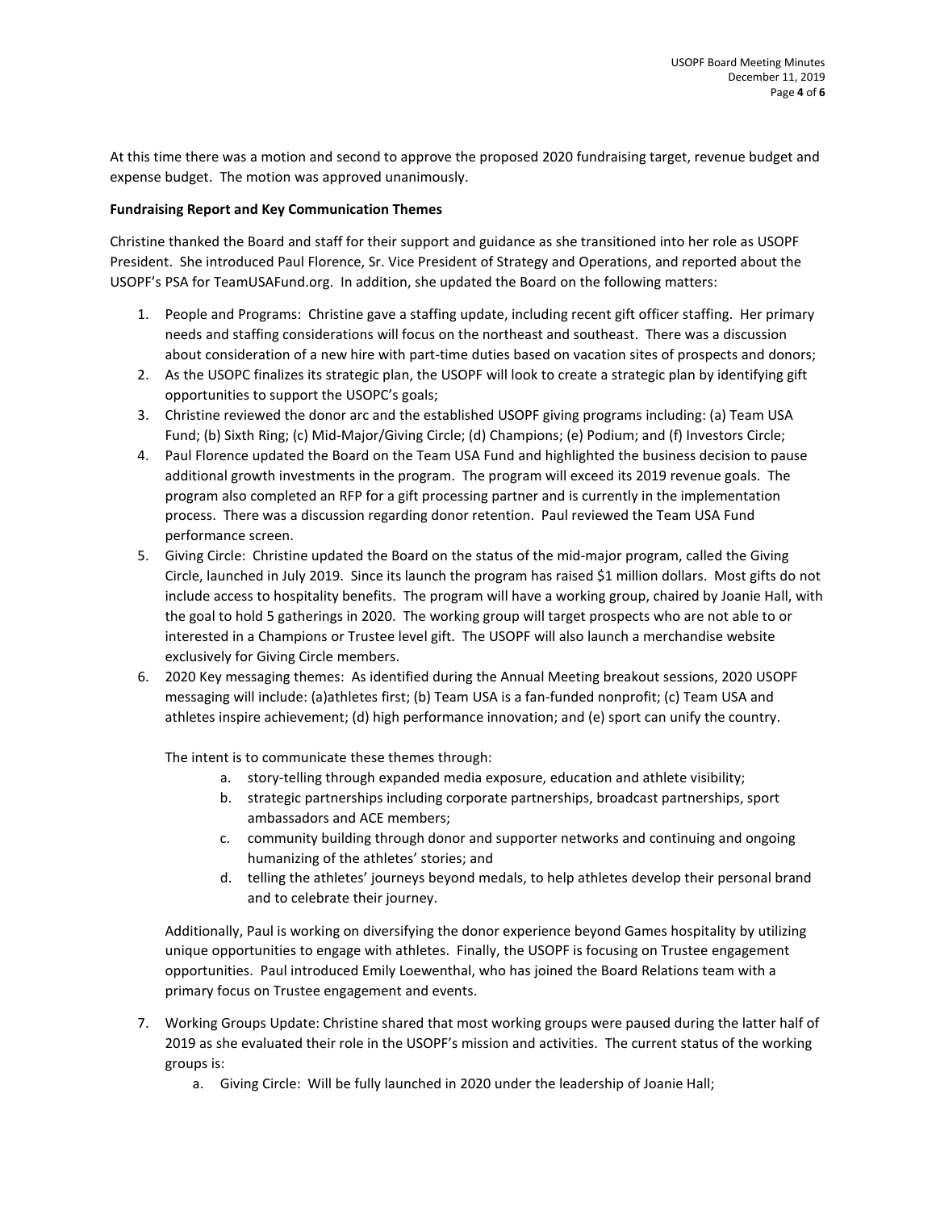At this time there was a motion and second to approve the proposed 2020 fundraising target, revenue budget and expense budget. The motion was approved unanimously.

**Fundraising Report and Key Communication Themes**

Christine thanked the Board and staff for their support and guidance as she transitioned into her role as USOPF President. She introduced Paul Florence, Sr. Vice President of Strategy and Operations, and reported about the USOPF's PSA for TeamUSAFund.org. In addition, she updated the Board on the following matters:

1. People and Programs: Christine gave a staffing update, including recent gift officer staffing. Her primary needs and staffing considerations will focus on the northeast and southeast. There was a discussion about consideration of a new hire with part-time duties based on vacation sites of prospects and donors;
2. As the USOPC finalizes its strategic plan, the USOPF will look to create a strategic plan by identifying gift opportunities to support the USOPC's goals;
3. Christine reviewed the donor arc and the established USOPF giving programs including: (a) Team USA Fund; (b) Sixth Ring; (c) Mid-Major/Giving Circle; (d) Champions; (e) Podium; and (f) Investors Circle;
4. Paul Florence updated the Board on the Team USA Fund and highlighted the business decision to pause additional growth investments in the program. The program will exceed its 2019 revenue goals. The program also completed an RFP for a gift processing partner and is currently in the implementation process. There was a discussion regarding donor retention. Paul reviewed the Team USA Fund performance screen.
5. Giving Circle: Christine updated the Board on the status of the mid-major program, called the Giving Circle, launched in July 2019. Since its launch the program has raised $1 million dollars. Most gifts do not include access to hospitality benefits. The program will have a working group, chaired by Joanie Hall, with the goal to hold 5 gatherings in 2020. The working group will target prospects who are not able to or interested in a Champions or Trustee level gift. The USOPF will also launch a merchandise website exclusively for Giving Circle members.
6. 2020 Key messaging themes: As identified during the Annual Meeting breakout sessions, 2020 USOPF messaging will include: (a)athletes first; (b) Team USA is a fan-funded nonprofit; (c) Team USA and athletes inspire achievement; (d) high performance innovation; and (e) sport can unify the country.

   The intent is to communicate these themes through:

      a. story-telling through expanded media exposure, education and athlete visibility;
      b. strategic partnerships including corporate partnerships, broadcast partnerships, sport ambassadors and ACE members;
      c. community building through donor and supporter networks and continuing and ongoing humanizing of the athletes' stories; and
      d. telling the athletes' journeys beyond medals, to help athletes develop their personal brand and to celebrate their journey.

   Additionally, Paul is working on diversifying the donor experience beyond Games hospitality by utilizing unique opportunities to engage with athletes. Finally, the USOPF is focusing on Trustee engagement opportunities. Paul introduced Emily Loewenthal, who has joined the Board Relations team with a primary focus on Trustee engagement and events.

7. Working Groups Update: Christine shared that most working groups were paused during the latter half of 2019 as she evaluated their role in the USOPF's mission and activities. The current status of the working groups is:
   a. Giving Circle: Will be fully launched in 2020 under the leadership of Joanie Hall;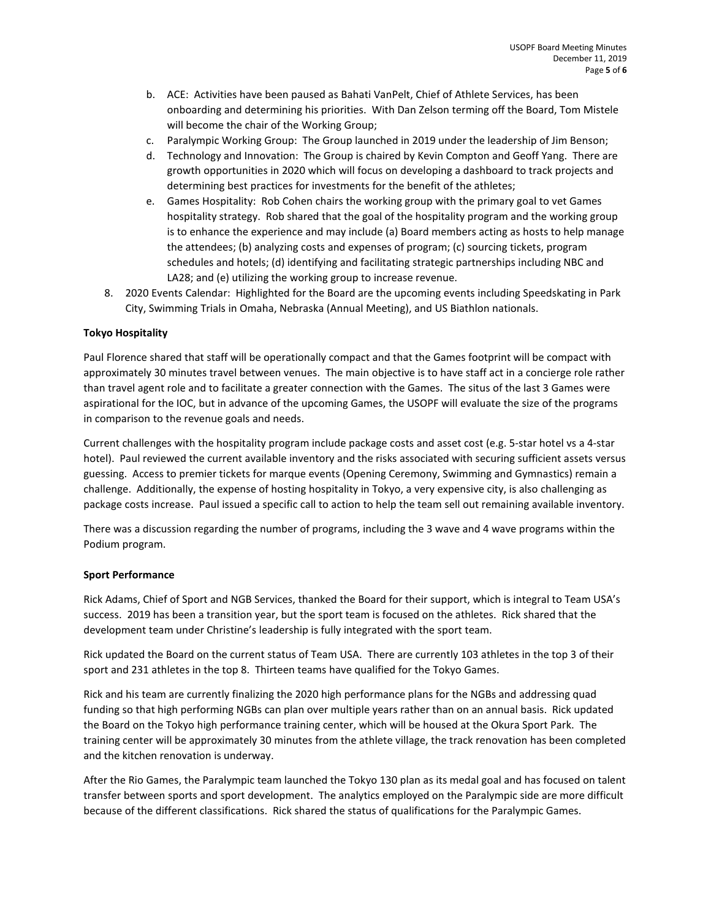b. ACE: Activities have been paused as Bahati VanPelt, Chief of Athlete Services, has been onboarding and determining his priorities. With Dan Zelson terming off the Board, Tom Mistele will become the chair of the Working Group;
   c. Paralympic Working Group: The Group launched in 2019 under the leadership of Jim Benson;
   d. Technology and Innovation: The Group is chaired by Kevin Compton and Geoff Yang. There are growth opportunities in 2020 which will focus on developing a dashboard to track projects and determining best practices for investments for the benefit of the athletes;
   e. Games Hospitality: Rob Cohen chairs the working group with the primary goal to vet Games hospitality strategy. Rob shared that the goal of the hospitality program and the working group is to enhance the experience and may include (a) Board members acting as hosts to help manage the attendees; (b) analyzing costs and expenses of program; (c) sourcing tickets, program schedules and hotels; (d) identifying and facilitating strategic partnerships including NBC and LA28; and (e) utilizing the working group to increase revenue.

8. 2020 Events Calendar: Highlighted for the Board are the upcoming events including Speedskating in Park City, Swimming Trials in Omaha, Nebraska (Annual Meeting), and US Biathlon nationals.

**Tokyo Hospitality**

Paul Florence shared that staff will be operationally compact and that the Games footprint will be compact with approximately 30 minutes travel between venues. The main objective is to have staff act in a concierge role rather than travel agent role and to facilitate a greater connection with the Games. The situs of the last 3 Games were aspirational for the IOC, but in advance of the upcoming Games, the USOPF will evaluate the size of the programs in comparison to the revenue goals and needs.

Current challenges with the hospitality program include package costs and asset cost (e.g. 5-star hotel vs a 4-star hotel). Paul reviewed the current available inventory and the risks associated with securing sufficient assets versus guessing. Access to premier tickets for marque events (Opening Ceremony, Swimming and Gymnastics) remain a challenge. Additionally, the expense of hosting hospitality in Tokyo, a very expensive city, is also challenging as package costs increase. Paul issued a specific call to action to help the team sell out remaining available inventory.

There was a discussion regarding the number of programs, including the 3 wave and 4 wave programs within the Podium program.

**Sport Performance**

Rick Adams, Chief of Sport and NGB Services, thanked the Board for their support, which is integral to Team USA's success. 2019 has been a transition year, but the sport team is focused on the athletes. Rick shared that the development team under Christine's leadership is fully integrated with the sport team.

Rick updated the Board on the current status of Team USA. There are currently 103 athletes in the top 3 of their sport and 231 athletes in the top 8. Thirteen teams have qualified for the Tokyo Games.

Rick and his team are currently finalizing the 2020 high performance plans for the NGBs and addressing quad funding so that high performing NGBs can plan over multiple years rather than on an annual basis. Rick updated the Board on the Tokyo high performance training center, which will be housed at the Okura Sport Park. The training center will be approximately 30 minutes from the athlete village, the track renovation has been completed and the kitchen renovation is underway.

After the Rio Games, the Paralympic team launched the Tokyo 130 plan as its medal goal and has focused on talent transfer between sports and sport development. The analytics employed on the Paralympic side are more difficult because of the different classifications. Rick shared the status of qualifications for the Paralympic Games.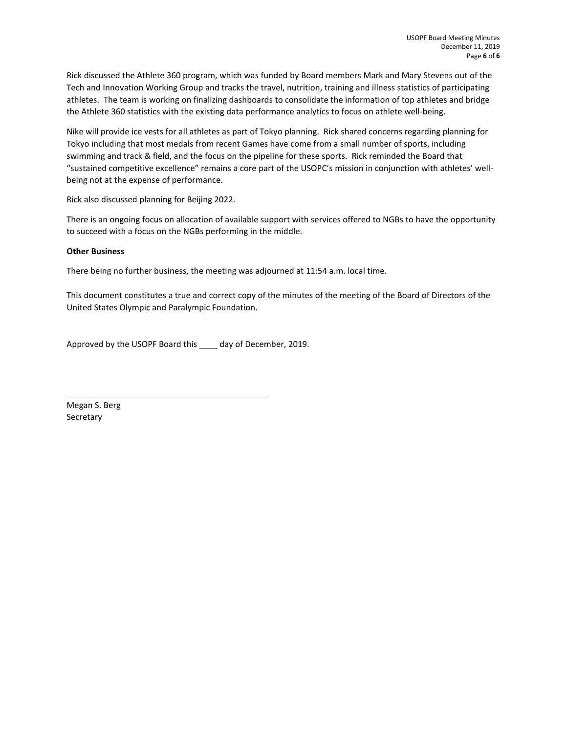Rick discussed the Athlete 360 program, which was funded by Board members Mark and Mary Stevens out of the Tech and Innovation Working Group and tracks the travel, nutrition, training and illness statistics of participating athletes. The team is working on finalizing dashboards to consolidate the information of top athletes and bridge the Athlete 360 statistics with the existing data performance analytics to focus on athlete well-being.

Nike will provide ice vests for all athletes as part of Tokyo planning. Rick shared concerns regarding planning for Tokyo including that most medals from recent Games have come from a small number of sports, including swimming and track & field, and the focus on the pipeline for these sports. Rick reminded the Board that "sustained competitive excellence" remains a core part of the USOPC's mission in conjunction with athletes' well-being not at the expense of performance.

Rick also discussed planning for Beijing 2022.

There is an ongoing focus on allocation of available support with services offered to NGBs to have the opportunity to succeed with a focus on the NGBs performing in the middle.

**Other Business**

There being no further business, the meeting was adjourned at 11:54 a.m. local time.

This document constitutes a true and correct copy of the minutes of the meeting of the Board of Directors of the United States Olympic and Paralympic Foundation.

Approved by the USOPF Board this ____ day of December, 2019.

\_\_\_\_\_\_\_\_\_\_\_\_\_\_\_\_\_\_\_\_\_\_\_\_\_\_\_\_\_\_\_\_\_\_\_\_\_\_\_\_

Megan S. Berg
Secretary